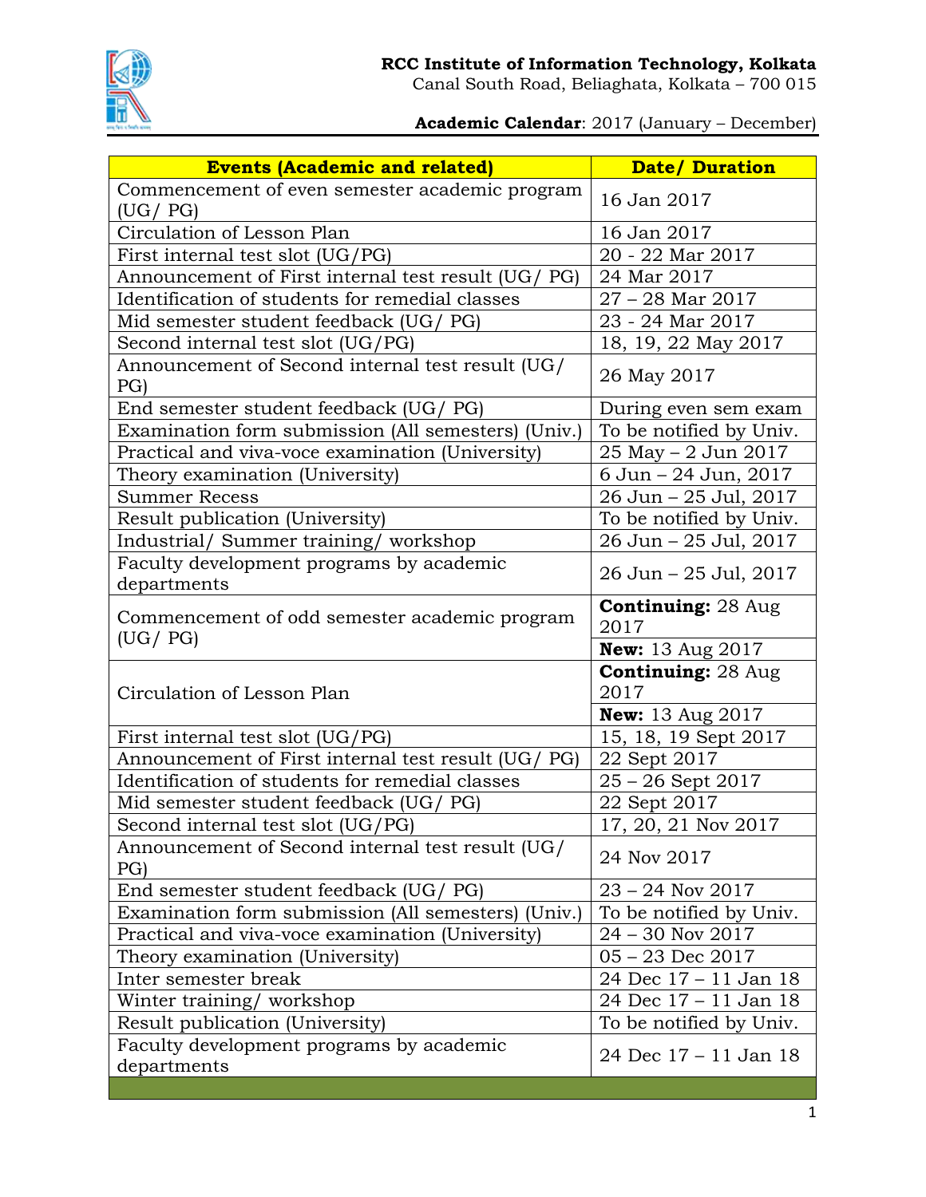**RCC Institute of Information Technology, Kolkata**
Canal South Road, Beliaghata, Kolkata – 700 015

**Academic Calendar**: 2017 (January – December)

| Events (Academic and related) | Date/ Duration |
|---|---|
| Commencement of even semester academic program (UG/ PG) | 16 Jan 2017 |
| Circulation of Lesson Plan | 16 Jan 2017 |
| First internal test slot (UG/PG) | 20 - 22 Mar 2017 |
| Announcement of First internal test result (UG/ PG) | 24 Mar 2017 |
| Identification of students for remedial classes | 27 – 28 Mar 2017 |
| Mid semester student feedback (UG/ PG) | 23 - 24 Mar 2017 |
| Second internal test slot (UG/PG) | 18, 19, 22 May 2017 |
| Announcement of Second internal test result (UG/ PG) | 26 May 2017 |
| End semester student feedback (UG/ PG) | During even sem exam |
| Examination form submission (All semesters) (Univ.) | To be notified by Univ. |
| Practical and viva-voce examination (University) | 25 May – 2 Jun 2017 |
| Theory examination (University) | 6 Jun – 24 Jun, 2017 |
| Summer Recess | 26 Jun – 25 Jul, 2017 |
| Result publication (University) | To be notified by Univ. |
| Industrial/ Summer training/ workshop | 26 Jun – 25 Jul, 2017 |
| Faculty development programs by academic departments | 26 Jun – 25 Jul, 2017 |
| Commencement of odd semester academic program (UG/ PG) | **Continuing:** 28 Aug 2017 |
| | **New:** 13 Aug 2017 |
| Circulation of Lesson Plan | **Continuing:** 28 Aug 2017 |
| | **New:** 13 Aug 2017 |
| First internal test slot (UG/PG) | 15, 18, 19 Sept 2017 |
| Announcement of First internal test result (UG/ PG) | 22 Sept 2017 |
| Identification of students for remedial classes | 25 – 26 Sept 2017 |
| Mid semester student feedback (UG/ PG) | 22 Sept 2017 |
| Second internal test slot (UG/PG) | 17, 20, 21 Nov 2017 |
| Announcement of Second internal test result (UG/ PG) | 24 Nov 2017 |
| End semester student feedback (UG/ PG) | 23 – 24 Nov 2017 |
| Examination form submission (All semesters) (Univ.) | To be notified by Univ. |
| Practical and viva-voce examination (University) | 24 – 30 Nov 2017 |
| Theory examination (University) | 05 – 23 Dec 2017 |
| Inter semester break | 24 Dec 17 – 11 Jan 18 |
| Winter training/ workshop | 24 Dec 17 – 11 Jan 18 |
| Result publication (University) | To be notified by Univ. |
| Faculty development programs by academic departments | 24 Dec 17 – 11 Jan 18 |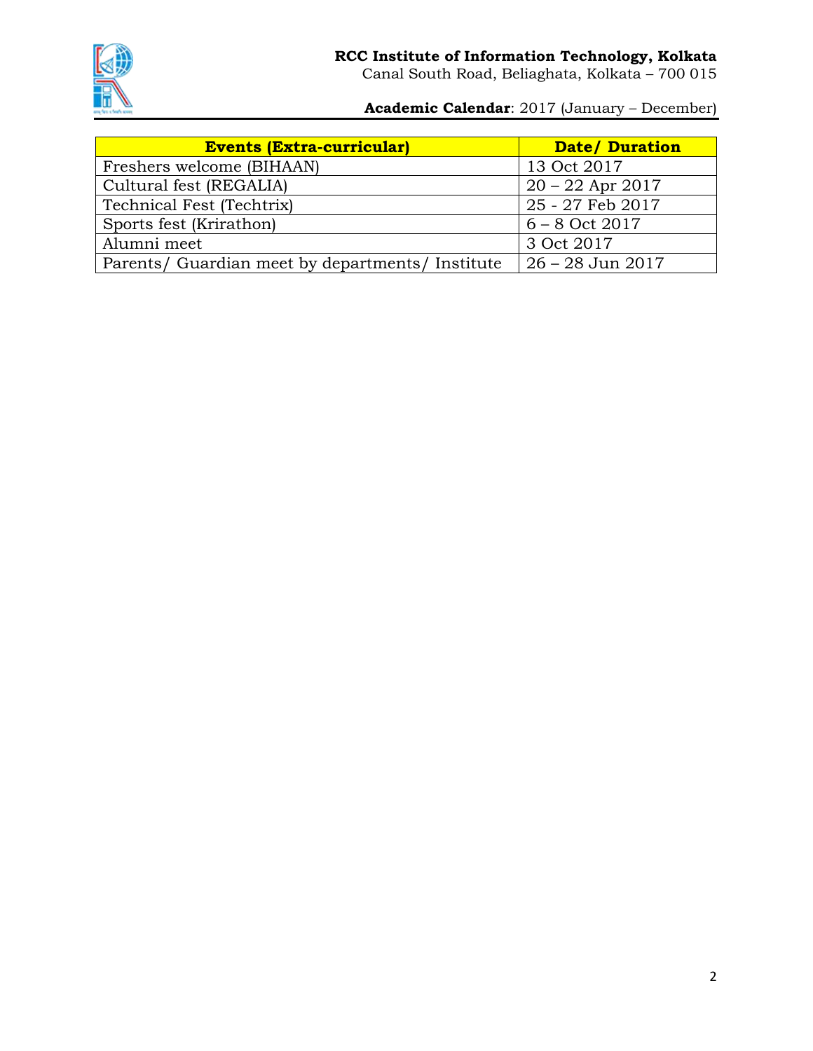**RCC Institute of Information Technology, Kolkata**
Canal South Road, Beliaghata, Kolkata – 700 015

**Academic Calendar**: 2017 (January – December)

| **Events (Extra-curricular)** | **Date/ Duration** |
|---|---|
| Freshers welcome (BIHAAN) | 13 Oct 2017 |
| Cultural fest (REGALIA) | 20 – 22 Apr 2017 |
| Technical Fest (Techtrix) | 25 - 27 Feb 2017 |
| Sports fest (Krirathon) | 6 – 8 Oct 2017 |
| Alumni meet | 3 Oct 2017 |
| Parents/ Guardian meet by departments/ Institute | 26 – 28 Jun 2017 |